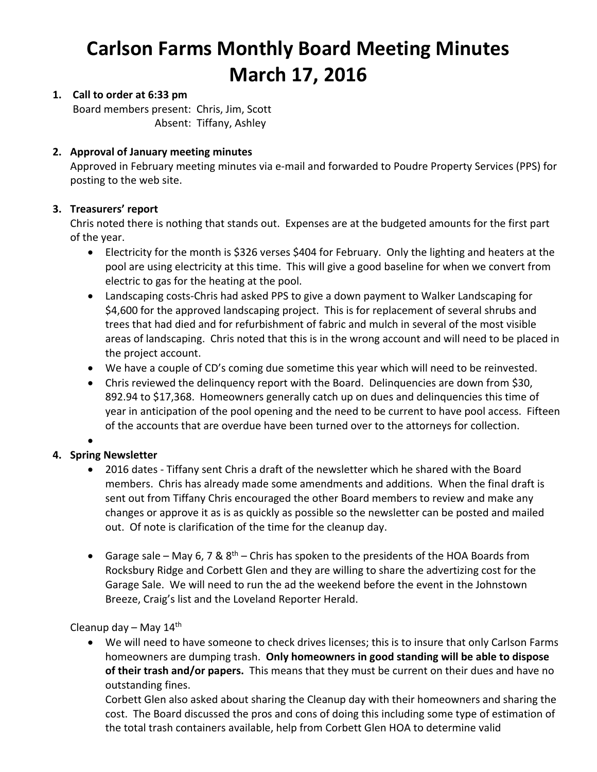# Carlson Farms Monthly Board Meeting Minutes
# March 17, 2016

1. **Call to order at 6:33 pm**
   Board members present: Chris, Jim, Scott
   Absent: Tiffany, Ashley

2. **Approval of January meeting minutes**
   Approved in February meeting minutes via e-mail and forwarded to Poudre Property Services (PPS) for posting to the web site.

3. **Treasurers' report**
   Chris noted there is nothing that stands out. Expenses are at the budgeted amounts for the first part of the year.
   - Electricity for the month is $326 verses $404 for February. Only the lighting and heaters at the pool are using electricity at this time. This will give a good baseline for when we convert from electric to gas for the heating at the pool.
   - Landscaping costs-Chris had asked PPS to give a down payment to Walker Landscaping for $4,600 for the approved landscaping project. This is for replacement of several shrubs and trees that had died and for refurbishment of fabric and mulch in several of the most visible areas of landscaping. Chris noted that this is in the wrong account and will need to be placed in the project account.
   - We have a couple of CD's coming due sometime this year which will need to be reinvested.
   - Chris reviewed the delinquency report with the Board. Delinquencies are down from $30, 892.94 to $17,368. Homeowners generally catch up on dues and delinquencies this time of year in anticipation of the pool opening and the need to be current to have pool access. Fifteen of the accounts that are overdue have been turned over to the attorneys for collection.
   - 

4. **Spring Newsletter**
   - 2016 dates - Tiffany sent Chris a draft of the newsletter which he shared with the Board members. Chris has already made some amendments and additions. When the final draft is sent out from Tiffany Chris encouraged the other Board members to review and make any changes or approve it as is as quickly as possible so the newsletter can be posted and mailed out. Of note is clarification of the time for the cleanup day.

   - Garage sale – May 6, 7 & 8th – Chris has spoken to the presidents of the HOA Boards from Rocksbury Ridge and Corbett Glen and they are willing to share the advertizing cost for the Garage Sale. We will need to run the ad the weekend before the event in the Johnstown Breeze, Craig's list and the Loveland Reporter Herald.

   Cleanup day – May 14th
   - We will need to have someone to check drives licenses; this is to insure that only Carlson Farms homeowners are dumping trash. **Only homeowners in good standing will be able to dispose of their trash and/or papers.** This means that they must be current on their dues and have no outstanding fines.
     Corbett Glen also asked about sharing the Cleanup day with their homeowners and sharing the cost. The Board discussed the pros and cons of doing this including some type of estimation of the total trash containers available, help from Corbett Glen HOA to determine valid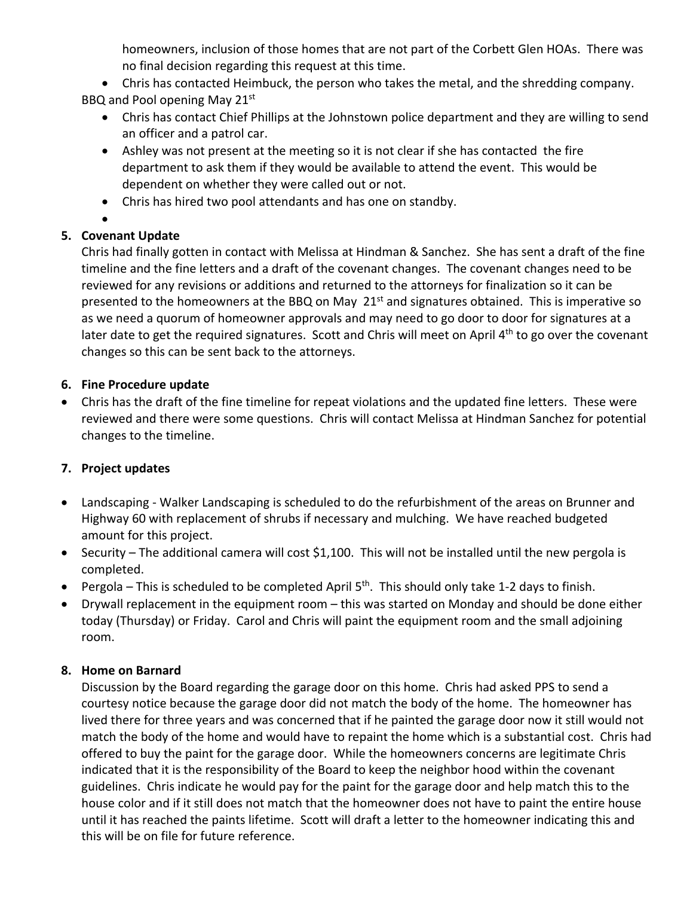homeowners, inclusion of those homes that are not part of the Corbett Glen HOAs. There was no final decision regarding this request at this time.

- Chris has contacted Heimbuck, the person who takes the metal, and the shredding company.

BBQ and Pool opening May 21st

- Chris has contact Chief Phillips at the Johnstown police department and they are willing to send an officer and a patrol car.
- Ashley was not present at the meeting so it is not clear if she has contacted the fire department to ask them if they would be available to attend the event. This would be dependent on whether they were called out or not.
- Chris has hired two pool attendants and has one on standby.
-

**5. Covenant Update**

Chris had finally gotten in contact with Melissa at Hindman & Sanchez. She has sent a draft of the fine timeline and the fine letters and a draft of the covenant changes. The covenant changes need to be reviewed for any revisions or additions and returned to the attorneys for finalization so it can be presented to the homeowners at the BBQ on May 21st and signatures obtained. This is imperative so as we need a quorum of homeowner approvals and may need to go door to door for signatures at a later date to get the required signatures. Scott and Chris will meet on April 4th to go over the covenant changes so this can be sent back to the attorneys.

**6. Fine Procedure update**

- Chris has the draft of the fine timeline for repeat violations and the updated fine letters. These were reviewed and there were some questions. Chris will contact Melissa at Hindman Sanchez for potential changes to the timeline.

**7. Project updates**

- Landscaping - Walker Landscaping is scheduled to do the refurbishment of the areas on Brunner and Highway 60 with replacement of shrubs if necessary and mulching. We have reached budgeted amount for this project.
- Security – The additional camera will cost $1,100. This will not be installed until the new pergola is completed.
- Pergola – This is scheduled to be completed April 5th. This should only take 1-2 days to finish.
- Drywall replacement in the equipment room – this was started on Monday and should be done either today (Thursday) or Friday. Carol and Chris will paint the equipment room and the small adjoining room.

**8. Home on Barnard**

Discussion by the Board regarding the garage door on this home. Chris had asked PPS to send a courtesy notice because the garage door did not match the body of the home. The homeowner has lived there for three years and was concerned that if he painted the garage door now it still would not match the body of the home and would have to repaint the home which is a substantial cost. Chris had offered to buy the paint for the garage door. While the homeowners concerns are legitimate Chris indicated that it is the responsibility of the Board to keep the neighbor hood within the covenant guidelines. Chris indicate he would pay for the paint for the garage door and help match this to the house color and if it still does not match that the homeowner does not have to paint the entire house until it has reached the paints lifetime. Scott will draft a letter to the homeowner indicating this and this will be on file for future reference.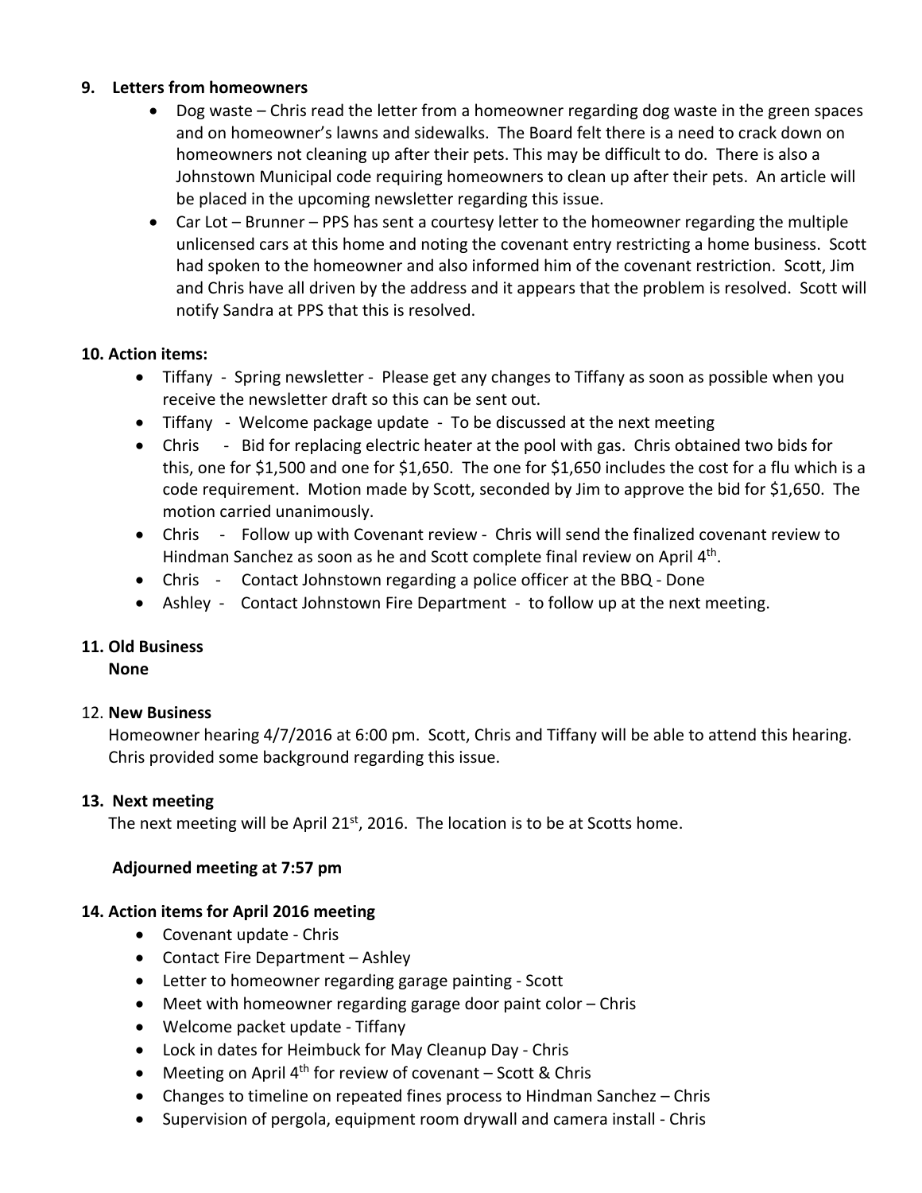**9. Letters from homeowners**

- Dog waste – Chris read the letter from a homeowner regarding dog waste in the green spaces and on homeowner's lawns and sidewalks. The Board felt there is a need to crack down on homeowners not cleaning up after their pets. This may be difficult to do. There is also a Johnstown Municipal code requiring homeowners to clean up after their pets. An article will be placed in the upcoming newsletter regarding this issue.
- Car Lot – Brunner – PPS has sent a courtesy letter to the homeowner regarding the multiple unlicensed cars at this home and noting the covenant entry restricting a home business. Scott had spoken to the homeowner and also informed him of the covenant restriction. Scott, Jim and Chris have all driven by the address and it appears that the problem is resolved. Scott will notify Sandra at PPS that this is resolved.

**10. Action items:**

- Tiffany - Spring newsletter - Please get any changes to Tiffany as soon as possible when you receive the newsletter draft so this can be sent out.
- Tiffany - Welcome package update - To be discussed at the next meeting
- Chris - Bid for replacing electric heater at the pool with gas. Chris obtained two bids for this, one for $1,500 and one for $1,650. The one for $1,650 includes the cost for a flu which is a code requirement. Motion made by Scott, seconded by Jim to approve the bid for $1,650. The motion carried unanimously.
- Chris - Follow up with Covenant review - Chris will send the finalized covenant review to Hindman Sanchez as soon as he and Scott complete final review on April 4th.
- Chris - Contact Johnstown regarding a police officer at the BBQ - Done
- Ashley - Contact Johnstown Fire Department - to follow up at the next meeting.

**11. Old Business**

**None**

12. **New Business**

Homeowner hearing 4/7/2016 at 6:00 pm. Scott, Chris and Tiffany will be able to attend this hearing. Chris provided some background regarding this issue.

**13. Next meeting**

The next meeting will be April 21st, 2016. The location is to be at Scotts home.

**Adjourned meeting at 7:57 pm**

**14. Action items for April 2016 meeting**

- Covenant update - Chris
- Contact Fire Department – Ashley
- Letter to homeowner regarding garage painting - Scott
- Meet with homeowner regarding garage door paint color – Chris
- Welcome packet update - Tiffany
- Lock in dates for Heimbuck for May Cleanup Day - Chris
- Meeting on April 4th for review of covenant – Scott & Chris
- Changes to timeline on repeated fines process to Hindman Sanchez – Chris
- Supervision of pergola, equipment room drywall and camera install - Chris